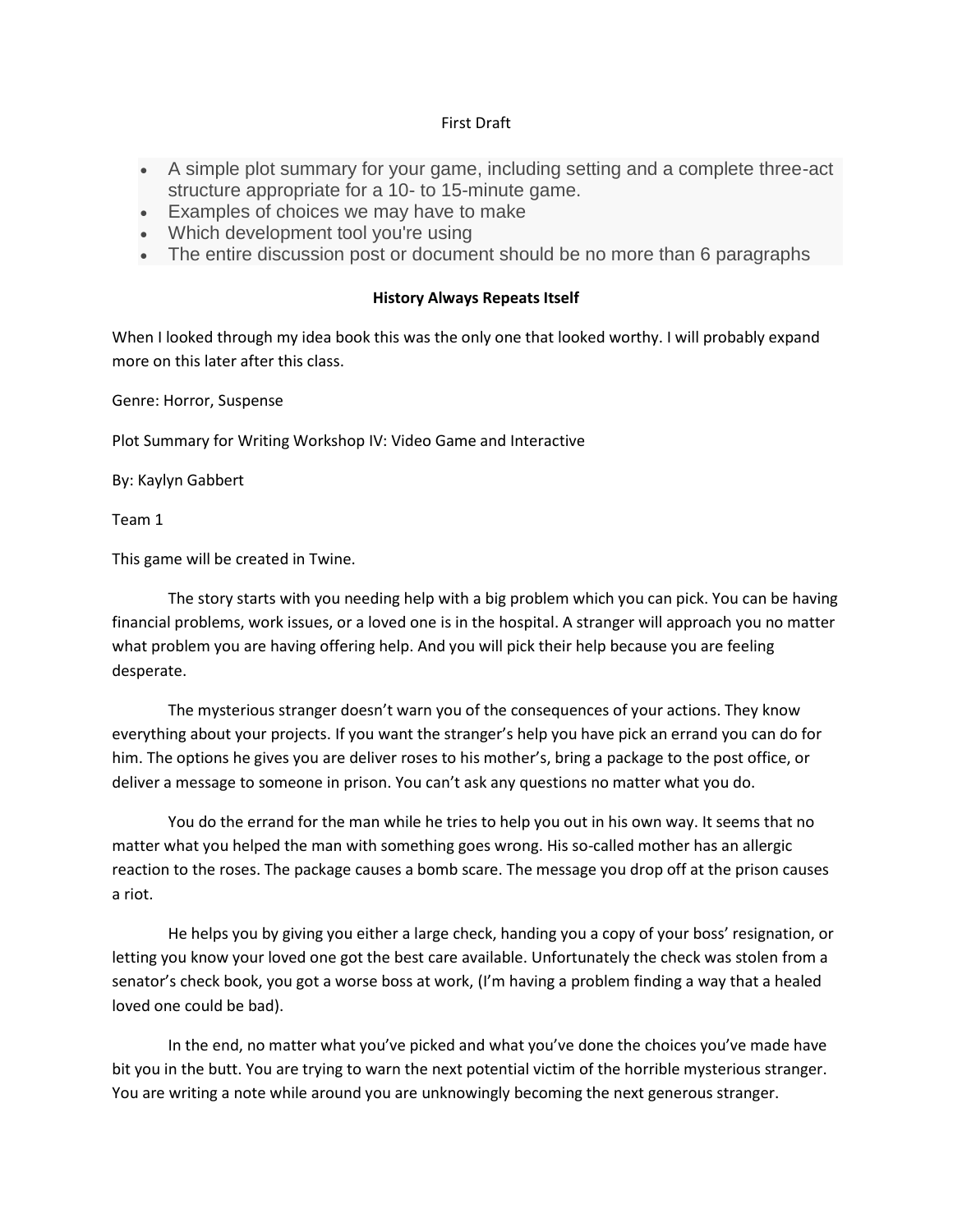First Draft

- A simple plot summary for your game, including setting and a complete three-act structure appropriate for a 10- to 15-minute game.
- Examples of choices we may have to make
- Which development tool you're using
- The entire discussion post or document should be no more than 6 paragraphs

**History Always Repeats Itself**

When I looked through my idea book this was the only one that looked worthy. I will probably expand more on this later after this class.

Genre: Horror, Suspense

Plot Summary for Writing Workshop IV: Video Game and Interactive

By: Kaylyn Gabbert

Team 1

This game will be created in Twine.

The story starts with you needing help with a big problem which you can pick. You can be having financial problems, work issues, or a loved one is in the hospital. A stranger will approach you no matter what problem you are having offering help. And you will pick their help because you are feeling desperate.

The mysterious stranger doesn't warn you of the consequences of your actions. They know everything about your projects. If you want the stranger's help you have pick an errand you can do for him. The options he gives you are deliver roses to his mother's, bring a package to the post office, or deliver a message to someone in prison. You can't ask any questions no matter what you do.

You do the errand for the man while he tries to help you out in his own way. It seems that no matter what you helped the man with something goes wrong. His so-called mother has an allergic reaction to the roses. The package causes a bomb scare. The message you drop off at the prison causes a riot.

He helps you by giving you either a large check, handing you a copy of your boss' resignation, or letting you know your loved one got the best care available. Unfortunately the check was stolen from a senator's check book, you got a worse boss at work, (I'm having a problem finding a way that a healed loved one could be bad).

In the end, no matter what you've picked and what you've done the choices you've made have bit you in the butt. You are trying to warn the next potential victim of the horrible mysterious stranger. You are writing a note while around you are unknowingly becoming the next generous stranger.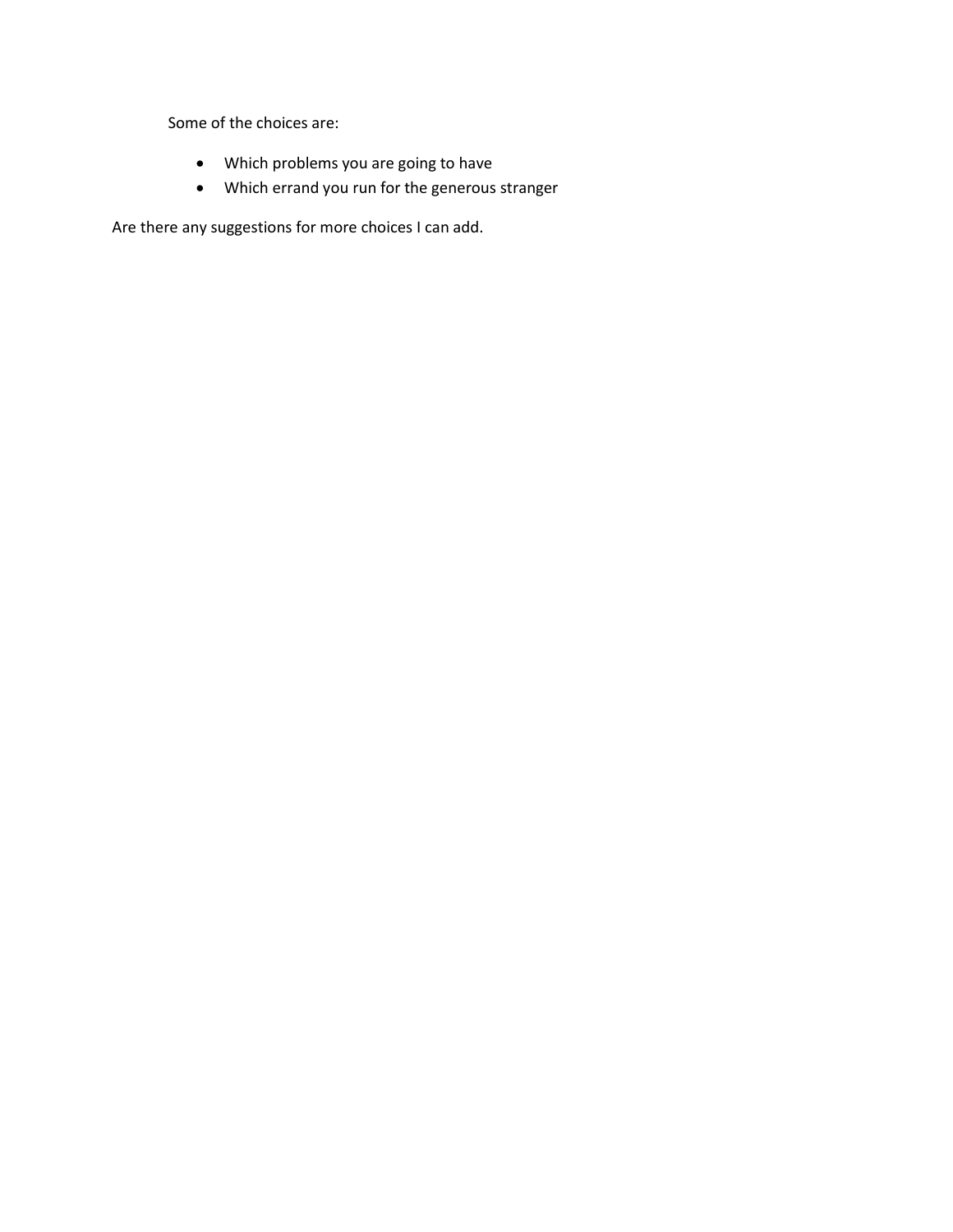Some of the choices are:

- Which problems you are going to have
- Which errand you run for the generous stranger

Are there any suggestions for more choices I can add.